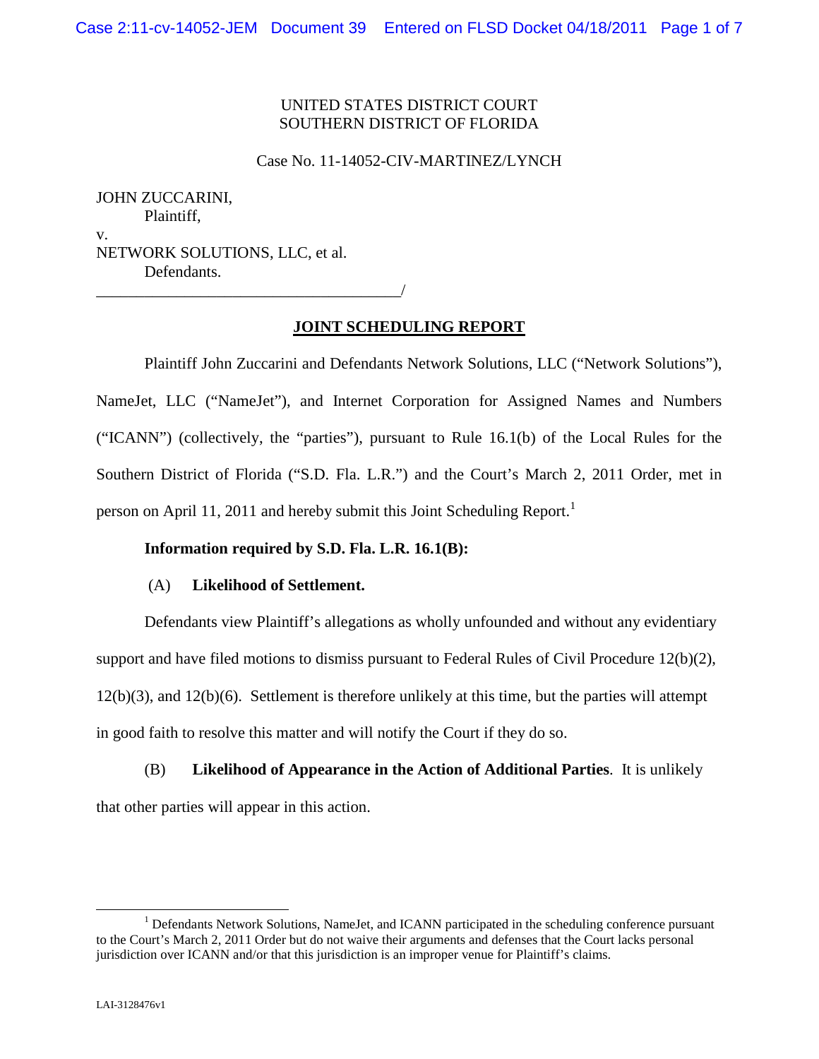UNITED STATES DISTRICT COURT
SOUTHERN DISTRICT OF FLORIDA

Case No. 11-14052-CIV-MARTINEZ/LYNCH

JOHN ZUCCARINI,
Plaintiff,

v.

NETWORK SOLUTIONS, LLC, et al.
Defendants.

______________________________________/

## JOINT SCHEDULING REPORT

Plaintiff John Zuccarini and Defendants Network Solutions, LLC ("Network Solutions"), NameJet, LLC ("NameJet"), and Internet Corporation for Assigned Names and Numbers ("ICANN") (collectively, the "parties"), pursuant to Rule 16.1(b) of the Local Rules for the Southern District of Florida ("S.D. Fla. L.R.") and the Court's March 2, 2011 Order, met in person on April 11, 2011 and hereby submit this Joint Scheduling Report.[1]

**Information required by S.D. Fla. L.R. 16.1(B):**

(A) **Likelihood of Settlement.**

Defendants view Plaintiff's allegations as wholly unfounded and without any evidentiary support and have filed motions to dismiss pursuant to Federal Rules of Civil Procedure 12(b)(2), 12(b)(3), and 12(b)(6). Settlement is therefore unlikely at this time, but the parties will attempt in good faith to resolve this matter and will notify the Court if they do so.

(B) **Likelihood of Appearance in the Action of Additional Parties**. It is unlikely that other parties will appear in this action.

[1] Defendants Network Solutions, NameJet, and ICANN participated in the scheduling conference pursuant to the Court's March 2, 2011 Order but do not waive their arguments and defenses that the Court lacks personal jurisdiction over ICANN and/or that this jurisdiction is an improper venue for Plaintiff's claims.

LAI-3128476v1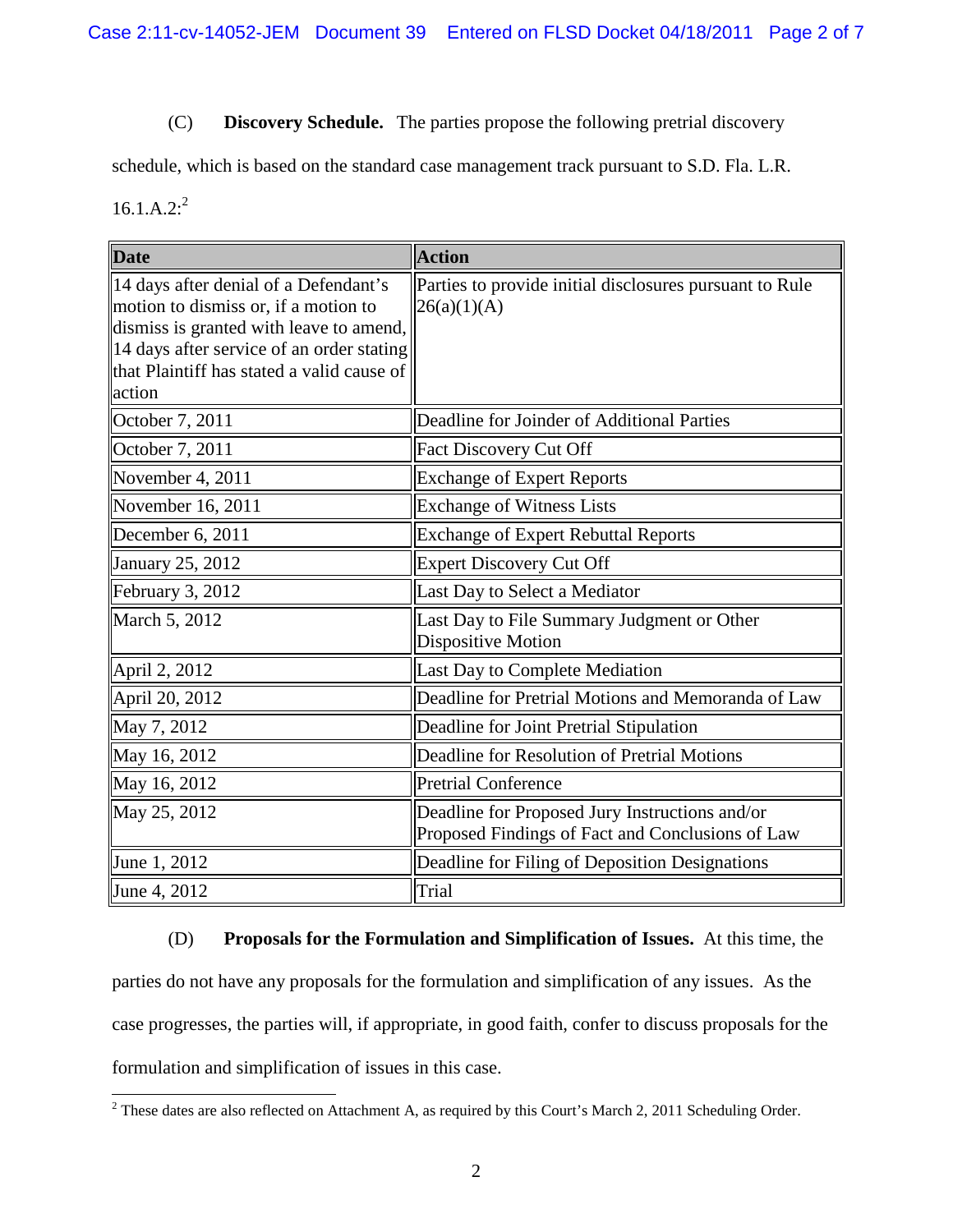(C) **Discovery Schedule.** The parties propose the following pretrial discovery schedule, which is based on the standard case management track pursuant to S.D. Fla. L.R. 16.1.A.2:[2]

| Date | Action |
|---|---|
| 14 days after denial of a Defendant's motion to dismiss or, if a motion to dismiss is granted with leave to amend, 14 days after service of an order stating that Plaintiff has stated a valid cause of action | Parties to provide initial disclosures pursuant to Rule 26(a)(1)(A) |
| October 7, 2011 | Deadline for Joinder of Additional Parties |
| October 7, 2011 | Fact Discovery Cut Off |
| November 4, 2011 | Exchange of Expert Reports |
| November 16, 2011 | Exchange of Witness Lists |
| December 6, 2011 | Exchange of Expert Rebuttal Reports |
| January 25, 2012 | Expert Discovery Cut Off |
| February 3, 2012 | Last Day to Select a Mediator |
| March 5, 2012 | Last Day to File Summary Judgment or Other Dispositive Motion |
| April 2, 2012 | Last Day to Complete Mediation |
| April 20, 2012 | Deadline for Pretrial Motions and Memoranda of Law |
| May 7, 2012 | Deadline for Joint Pretrial Stipulation |
| May 16, 2012 | Deadline for Resolution of Pretrial Motions |
| May 16, 2012 | Pretrial Conference |
| May 25, 2012 | Deadline for Proposed Jury Instructions and/or Proposed Findings of Fact and Conclusions of Law |
| June 1, 2012 | Deadline for Filing of Deposition Designations |
| June 4, 2012 | Trial |

(D) **Proposals for the Formulation and Simplification of Issues.** At this time, the parties do not have any proposals for the formulation and simplification of any issues. As the case progresses, the parties will, if appropriate, in good faith, confer to discuss proposals for the formulation and simplification of issues in this case.

[2] These dates are also reflected on Attachment A, as required by this Court's March 2, 2011 Scheduling Order.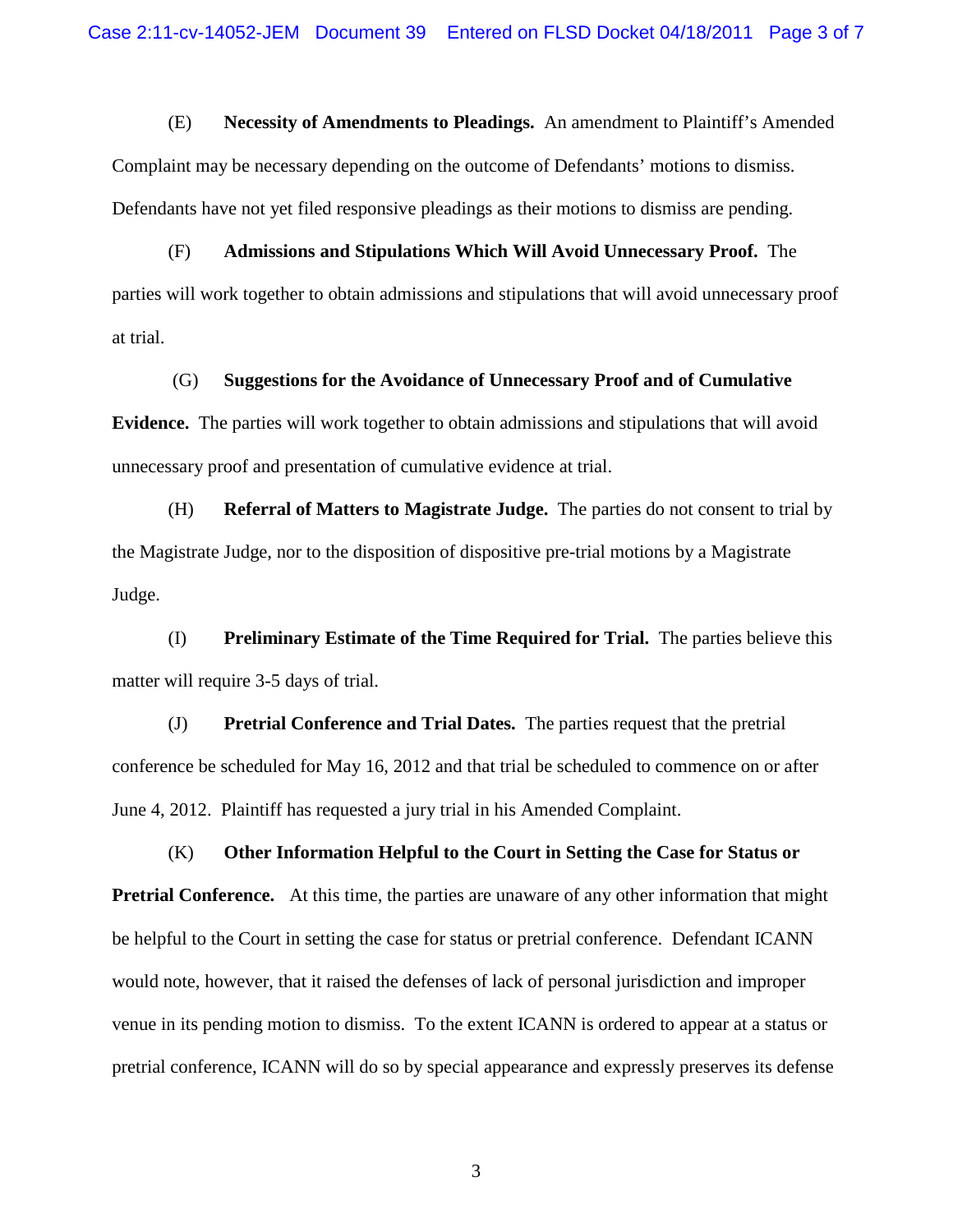(E) **Necessity of Amendments to Pleadings.** An amendment to Plaintiff's Amended Complaint may be necessary depending on the outcome of Defendants' motions to dismiss. Defendants have not yet filed responsive pleadings as their motions to dismiss are pending.

(F) **Admissions and Stipulations Which Will Avoid Unnecessary Proof.** The parties will work together to obtain admissions and stipulations that will avoid unnecessary proof at trial.

(G) **Suggestions for the Avoidance of Unnecessary Proof and of Cumulative Evidence.** The parties will work together to obtain admissions and stipulations that will avoid unnecessary proof and presentation of cumulative evidence at trial.

(H) **Referral of Matters to Magistrate Judge.** The parties do not consent to trial by the Magistrate Judge, nor to the disposition of dispositive pre-trial motions by a Magistrate Judge.

(I) **Preliminary Estimate of the Time Required for Trial.** The parties believe this matter will require 3-5 days of trial.

(J) **Pretrial Conference and Trial Dates.** The parties request that the pretrial conference be scheduled for May 16, 2012 and that trial be scheduled to commence on or after June 4, 2012. Plaintiff has requested a jury trial in his Amended Complaint.

(K) **Other Information Helpful to the Court in Setting the Case for Status or Pretrial Conference.** At this time, the parties are unaware of any other information that might be helpful to the Court in setting the case for status or pretrial conference. Defendant ICANN would note, however, that it raised the defenses of lack of personal jurisdiction and improper venue in its pending motion to dismiss. To the extent ICANN is ordered to appear at a status or pretrial conference, ICANN will do so by special appearance and expressly preserves its defense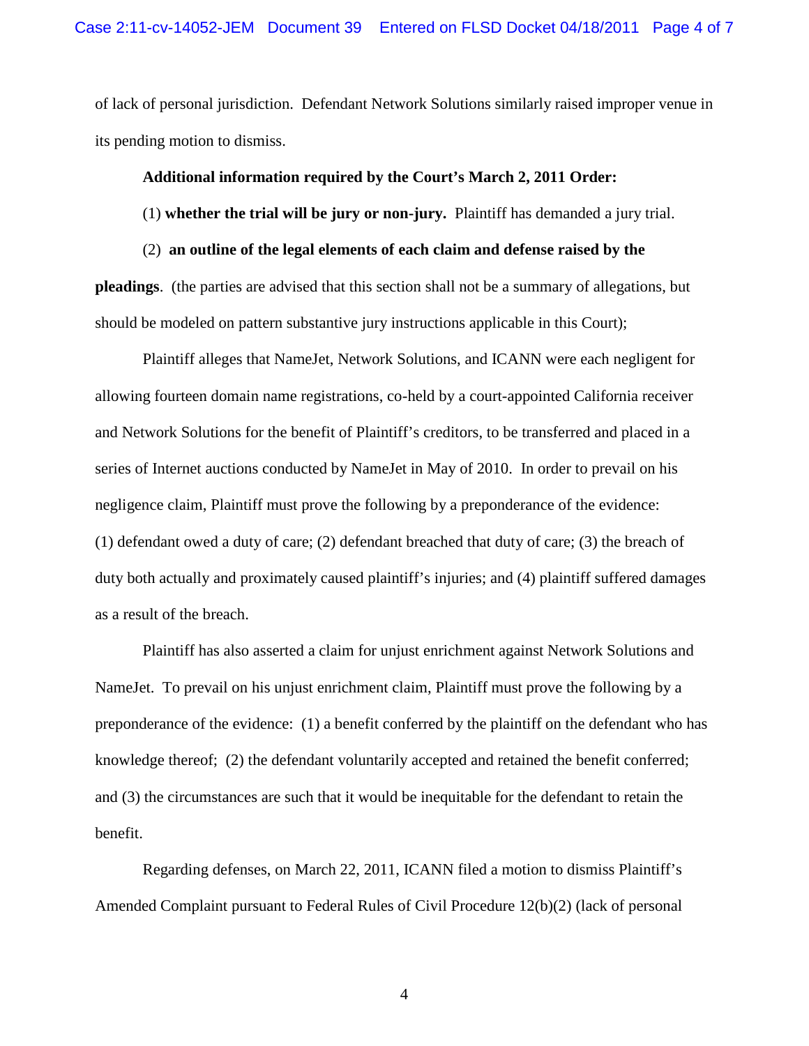of lack of personal jurisdiction. Defendant Network Solutions similarly raised improper venue in its pending motion to dismiss.

**Additional information required by the Court's March 2, 2011 Order:**

(1) **whether the trial will be jury or non-jury.** Plaintiff has demanded a jury trial.

(2) **an outline of the legal elements of each claim and defense raised by the pleadings**. (the parties are advised that this section shall not be a summary of allegations, but should be modeled on pattern substantive jury instructions applicable in this Court);

Plaintiff alleges that NameJet, Network Solutions, and ICANN were each negligent for allowing fourteen domain name registrations, co-held by a court-appointed California receiver and Network Solutions for the benefit of Plaintiff's creditors, to be transferred and placed in a series of Internet auctions conducted by NameJet in May of 2010. In order to prevail on his negligence claim, Plaintiff must prove the following by a preponderance of the evidence: (1) defendant owed a duty of care; (2) defendant breached that duty of care; (3) the breach of duty both actually and proximately caused plaintiff's injuries; and (4) plaintiff suffered damages as a result of the breach.

Plaintiff has also asserted a claim for unjust enrichment against Network Solutions and NameJet. To prevail on his unjust enrichment claim, Plaintiff must prove the following by a preponderance of the evidence: (1) a benefit conferred by the plaintiff on the defendant who has knowledge thereof; (2) the defendant voluntarily accepted and retained the benefit conferred; and (3) the circumstances are such that it would be inequitable for the defendant to retain the benefit.

Regarding defenses, on March 22, 2011, ICANN filed a motion to dismiss Plaintiff's Amended Complaint pursuant to Federal Rules of Civil Procedure 12(b)(2) (lack of personal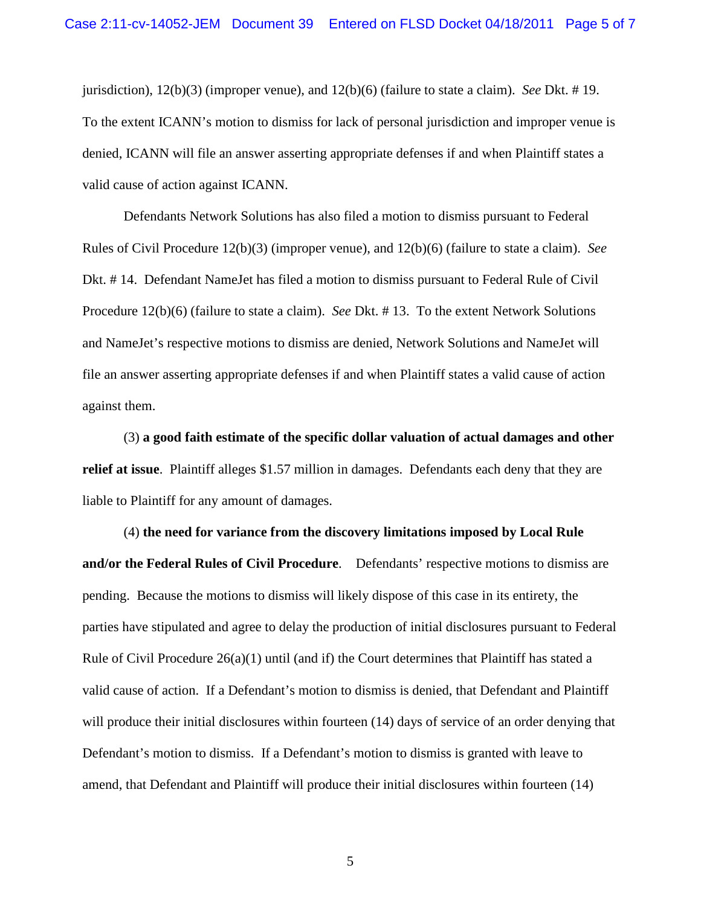jurisdiction), 12(b)(3) (improper venue), and 12(b)(6) (failure to state a claim). *See* Dkt. # 19. To the extent ICANN's motion to dismiss for lack of personal jurisdiction and improper venue is denied, ICANN will file an answer asserting appropriate defenses if and when Plaintiff states a valid cause of action against ICANN.

Defendants Network Solutions has also filed a motion to dismiss pursuant to Federal Rules of Civil Procedure 12(b)(3) (improper venue), and 12(b)(6) (failure to state a claim). *See* Dkt. # 14. Defendant NameJet has filed a motion to dismiss pursuant to Federal Rule of Civil Procedure 12(b)(6) (failure to state a claim). *See* Dkt. # 13. To the extent Network Solutions and NameJet's respective motions to dismiss are denied, Network Solutions and NameJet will file an answer asserting appropriate defenses if and when Plaintiff states a valid cause of action against them.

(3) **a good faith estimate of the specific dollar valuation of actual damages and other relief at issue**. Plaintiff alleges $1.57 million in damages. Defendants each deny that they are liable to Plaintiff for any amount of damages.

(4) **the need for variance from the discovery limitations imposed by Local Rule and/or the Federal Rules of Civil Procedure**. Defendants' respective motions to dismiss are pending. Because the motions to dismiss will likely dispose of this case in its entirety, the parties have stipulated and agree to delay the production of initial disclosures pursuant to Federal Rule of Civil Procedure 26(a)(1) until (and if) the Court determines that Plaintiff has stated a valid cause of action. If a Defendant's motion to dismiss is denied, that Defendant and Plaintiff will produce their initial disclosures within fourteen (14) days of service of an order denying that Defendant's motion to dismiss. If a Defendant's motion to dismiss is granted with leave to amend, that Defendant and Plaintiff will produce their initial disclosures within fourteen (14)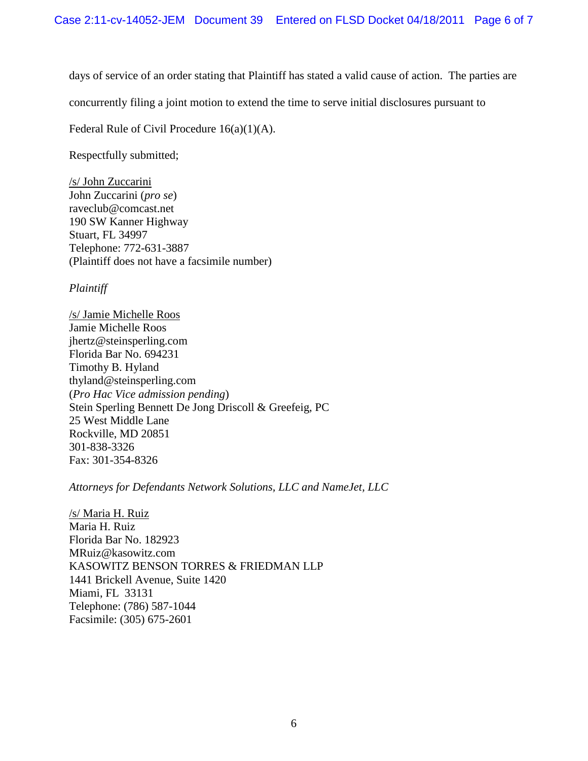days of service of an order stating that Plaintiff has stated a valid cause of action. The parties are concurrently filing a joint motion to extend the time to serve initial disclosures pursuant to Federal Rule of Civil Procedure 16(a)(1)(A).

Respectfully submitted;

/s/ John Zuccarini
John Zuccarini (*pro se*)
raveclub@comcast.net
190 SW Kanner Highway
Stuart, FL 34997
Telephone: 772-631-3887
(Plaintiff does not have a facsimile number)

*Plaintiff*

/s/ Jamie Michelle Roos
Jamie Michelle Roos
jhertz@steinsperling.com
Florida Bar No. 694231
Timothy B. Hyland
thyland@steinsperling.com
(*Pro Hac Vice admission pending*)
Stein Sperling Bennett De Jong Driscoll & Greefeig, PC
25 West Middle Lane
Rockville, MD 20851
301-838-3326
Fax: 301-354-8326

*Attorneys for Defendants Network Solutions, LLC and NameJet, LLC*

/s/ Maria H. Ruiz
Maria H. Ruiz
Florida Bar No. 182923
MRuiz@kasowitz.com
KASOWITZ BENSON TORRES & FRIEDMAN LLP
1441 Brickell Avenue, Suite 1420
Miami, FL 33131
Telephone: (786) 587-1044
Facsimile: (305) 675-2601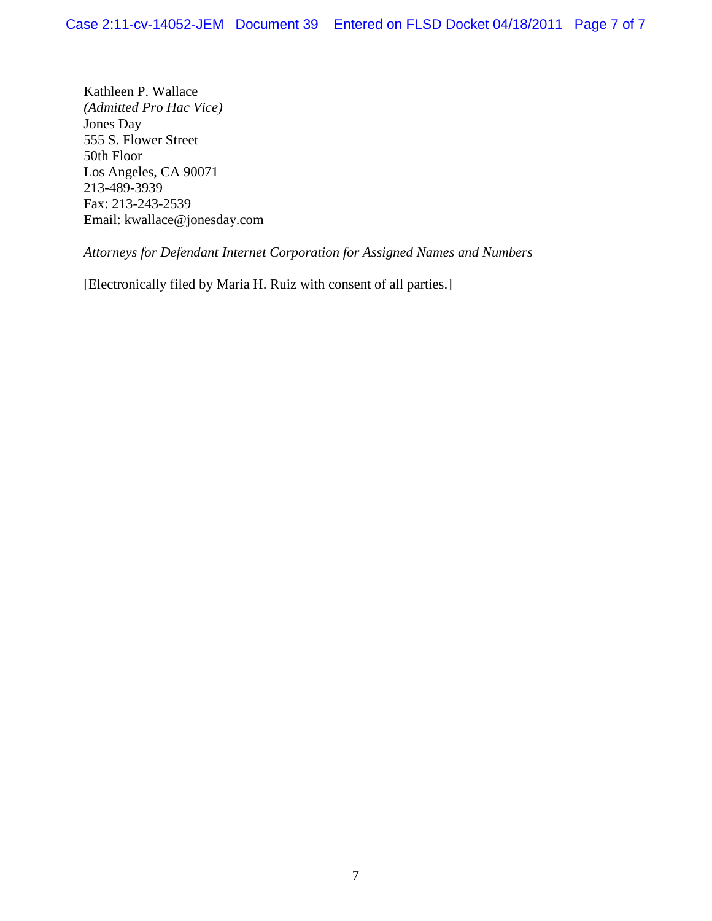Kathleen P. Wallace
*(Admitted Pro Hac Vice)*
Jones Day
555 S. Flower Street
50th Floor
Los Angeles, CA 90071
213-489-3939
Fax: 213-243-2539
Email: kwallace@jonesday.com

*Attorneys for Defendant Internet Corporation for Assigned Names and Numbers*

[Electronically filed by Maria H. Ruiz with consent of all parties.]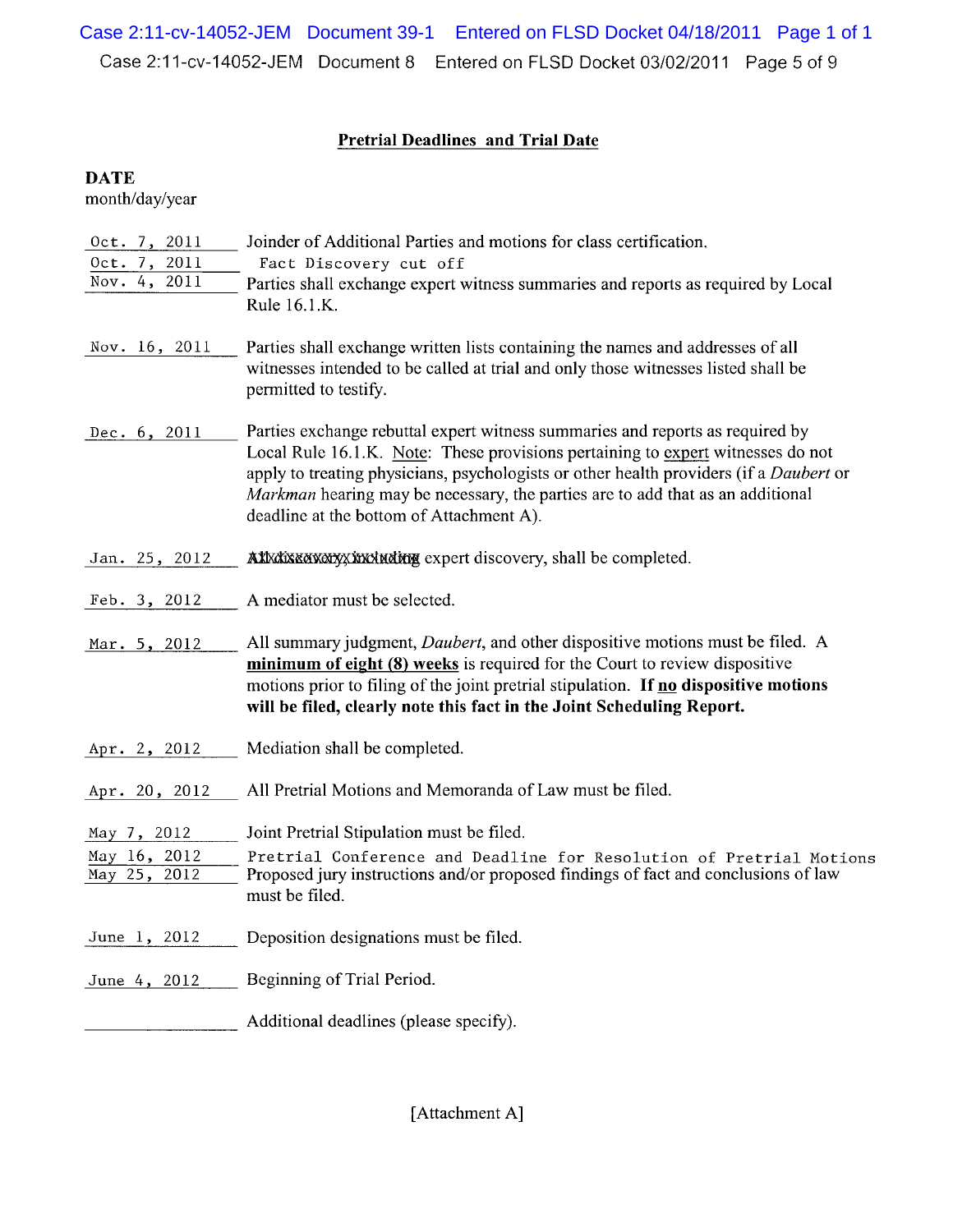## Pretrial Deadlines and Trial Date

| DATE month/day/year | |
|---|---|
| Oct. 7, 2011 | Joinder of Additional Parties and motions for class certification. |
| Oct. 7, 2011 | Fact Discovery cut off |
| Nov. 4, 2011 | Parties shall exchange expert witness summaries and reports as required by Local Rule 16.1.K. |
| Nov. 16, 2011 | Parties shall exchange written lists containing the names and addresses of all witnesses intended to be called at trial and only those witnesses listed shall be permitted to testify. |
| Dec. 6, 2011 | Parties exchange rebuttal expert witness summaries and reports as required by Local Rule 16.1.K. Note: These provisions pertaining to expert witnesses do not apply to treating physicians, psychologists or other health providers (if a *Daubert* or *Markman* hearing may be necessary, the parties are to add that as an additional deadline at the bottom of Attachment A). |
| Jan. 25, 2012 | ~~All discovery, including~~ expert discovery, shall be completed. |
| Feb. 3, 2012 | A mediator must be selected. |
| Mar. 5, 2012 | All summary judgment, *Daubert*, and other dispositive motions must be filed. A **minimum of eight (8) weeks** is required for the Court to review dispositive motions prior to filing of the joint pretrial stipulation. **If no dispositive motions will be filed, clearly note this fact in the Joint Scheduling Report.** |
| Apr. 2, 2012 | Mediation shall be completed. |
| Apr. 20, 2012 | All Pretrial Motions and Memoranda of Law must be filed. |
| May 7, 2012 | Joint Pretrial Stipulation must be filed. |
| May 16, 2012 | Pretrial Conference and Deadline for Resolution of Pretrial Motions |
| May 25, 2012 | Proposed jury instructions and/or proposed findings of fact and conclusions of law must be filed. |
| June 1, 2012 | Deposition designations must be filed. |
| June 4, 2012 | Beginning of Trial Period. |
| ________ | Additional deadlines (please specify). |

[Attachment A]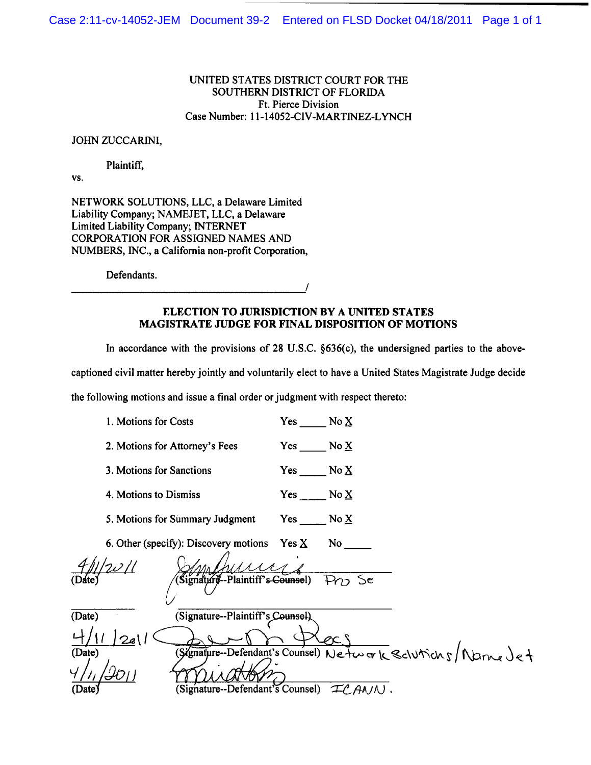UNITED STATES DISTRICT COURT FOR THE
SOUTHERN DISTRICT OF FLORIDA
Ft. Pierce Division
Case Number: 11-14052-CIV-MARTINEZ-LYNCH

JOHN ZUCCARINI,

Plaintiff,

vs.

NETWORK SOLUTIONS, LLC, a Delaware Limited Liability Company; NAMEJET, LLC, a Delaware Limited Liability Company; INTERNET CORPORATION FOR ASSIGNED NAMES AND NUMBERS, INC., a California non-profit Corporation,

Defendants.

______________________________________/

## ELECTION TO JURISDICTION BY A UNITED STATES MAGISTRATE JUDGE FOR FINAL DISPOSITION OF MOTIONS

In accordance with the provisions of 28 U.S.C. §636(c), the undersigned parties to the above-captioned civil matter hereby jointly and voluntarily elect to have a United States Magistrate Judge decide the following motions and issue a final order or judgment with respect thereto:

| | | |
|---|---|---|
| 1. Motions for Costs | Yes _____ | No X |
| 2. Motions for Attorney's Fees | Yes _____ | No X |
| 3. Motions for Sanctions | Yes _____ | No X |
| 4. Motions to Dismiss | Yes _____ | No X |
| 5. Motions for Summary Judgment | Yes _____ | No X |
| 6. Other (specify): Discovery motions | Yes X | No _____ |

4/11/2011 (Date) — [Signature] (Signature--Plaintiff's ~~Counsel~~) Pro Se

_________ (Date) — ______________________ (Signature--Plaintiff's Counsel)

4/11/2011 (Date) — [Signature] (Signature--Defendant's Counsel) Network Solutions/NameJet

4/11/2011 (Date) — [Signature] (Signature--Defendant's Counsel) ICANN.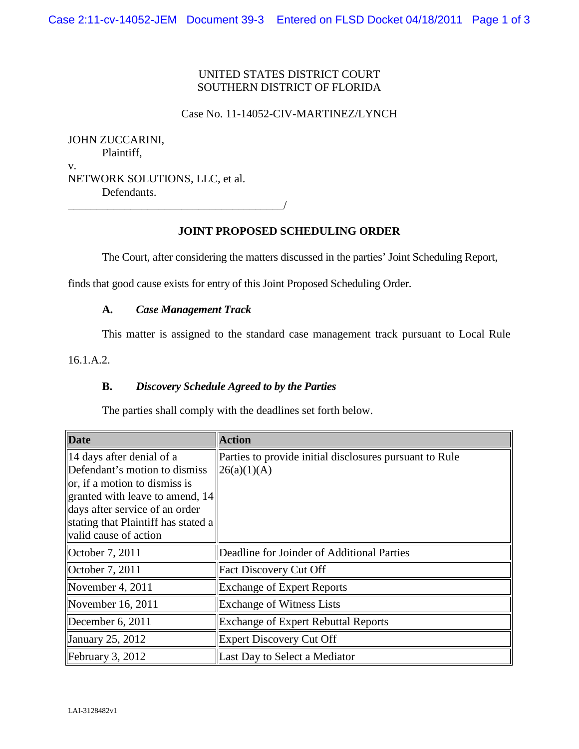UNITED STATES DISTRICT COURT
SOUTHERN DISTRICT OF FLORIDA

Case No. 11-14052-CIV-MARTINEZ/LYNCH

JOHN ZUCCARINI,
Plaintiff,

v.

NETWORK SOLUTIONS, LLC, et al.
Defendants.

_______________________________________/

## JOINT PROPOSED SCHEDULING ORDER

The Court, after considering the matters discussed in the parties' Joint Scheduling Report, finds that good cause exists for entry of this Joint Proposed Scheduling Order.

### A. *Case Management Track*

This matter is assigned to the standard case management track pursuant to Local Rule 16.1.A.2.

### B. *Discovery Schedule Agreed to by the Parties*

The parties shall comply with the deadlines set forth below.

| Date | Action |
| --- | --- |
| 14 days after denial of a Defendant's motion to dismiss or, if a motion to dismiss is granted with leave to amend, 14 days after service of an order stating that Plaintiff has stated a valid cause of action | Parties to provide initial disclosures pursuant to Rule 26(a)(1)(A) |
| October 7, 2011 | Deadline for Joinder of Additional Parties |
| October 7, 2011 | Fact Discovery Cut Off |
| November 4, 2011 | Exchange of Expert Reports |
| November 16, 2011 | Exchange of Witness Lists |
| December 6, 2011 | Exchange of Expert Rebuttal Reports |
| January 25, 2012 | Expert Discovery Cut Off |
| February 3, 2012 | Last Day to Select a Mediator |

LAI-3128482v1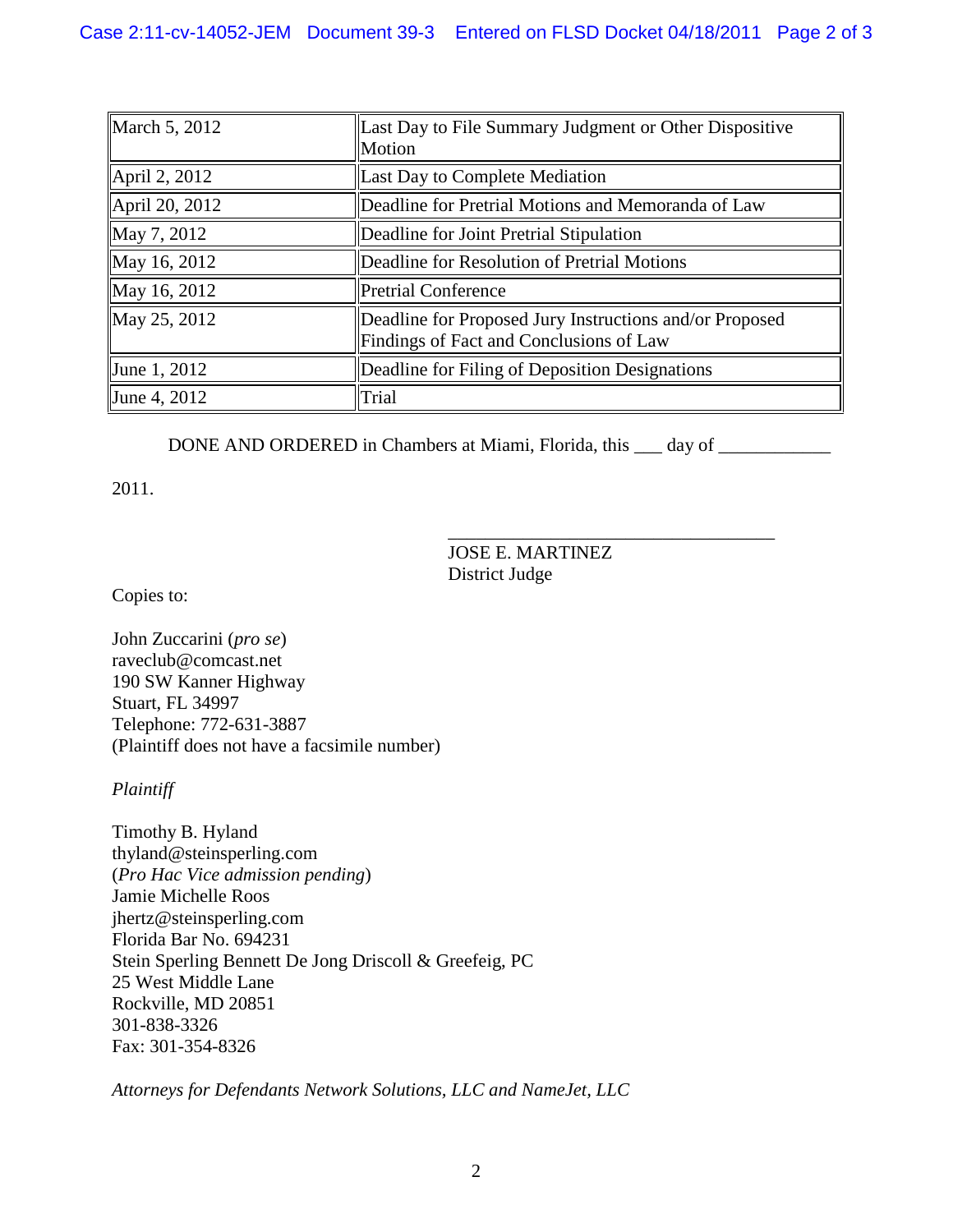| | |
|---|---|
| March 5, 2012 | Last Day to File Summary Judgment or Other Dispositive Motion |
| April 2, 2012 | Last Day to Complete Mediation |
| April 20, 2012 | Deadline for Pretrial Motions and Memoranda of Law |
| May 7, 2012 | Deadline for Joint Pretrial Stipulation |
| May 16, 2012 | Deadline for Resolution of Pretrial Motions |
| May 16, 2012 | Pretrial Conference |
| May 25, 2012 | Deadline for Proposed Jury Instructions and/or Proposed Findings of Fact and Conclusions of Law |
| June 1, 2012 | Deadline for Filing of Deposition Designations |
| June 4, 2012 | Trial |

DONE AND ORDERED in Chambers at Miami, Florida, this ___ day of ____________ 2011.

___________________________________
JOSE E. MARTINEZ
District Judge

Copies to:

John Zuccarini (*pro se*)
raveclub@comcast.net
190 SW Kanner Highway
Stuart, FL 34997
Telephone: 772-631-3887
(Plaintiff does not have a facsimile number)

*Plaintiff*

Timothy B. Hyland
thyland@steinsperling.com
(*Pro Hac Vice admission pending*)
Jamie Michelle Roos
jhertz@steinsperling.com
Florida Bar No. 694231
Stein Sperling Bennett De Jong Driscoll & Greefeig, PC
25 West Middle Lane
Rockville, MD 20851
301-838-3326
Fax: 301-354-8326

*Attorneys for Defendants Network Solutions, LLC and NameJet, LLC*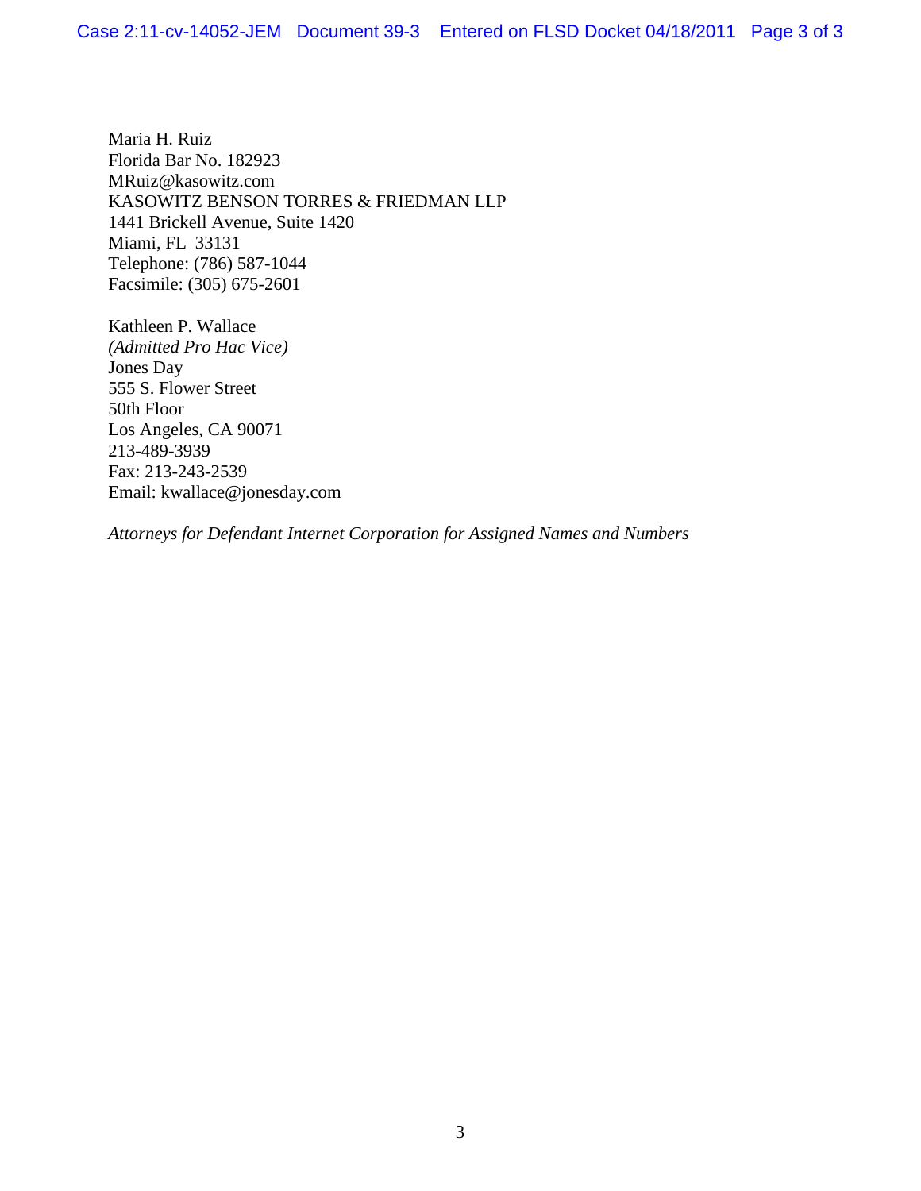Maria H. Ruiz
Florida Bar No. 182923
MRuiz@kasowitz.com
KASOWITZ BENSON TORRES & FRIEDMAN LLP
1441 Brickell Avenue, Suite 1420
Miami, FL 33131
Telephone: (786) 587-1044
Facsimile: (305) 675-2601

Kathleen P. Wallace
*(Admitted Pro Hac Vice)*
Jones Day
555 S. Flower Street
50th Floor
Los Angeles, CA 90071
213-489-3939
Fax: 213-243-2539
Email: kwallace@jonesday.com

*Attorneys for Defendant Internet Corporation for Assigned Names and Numbers*